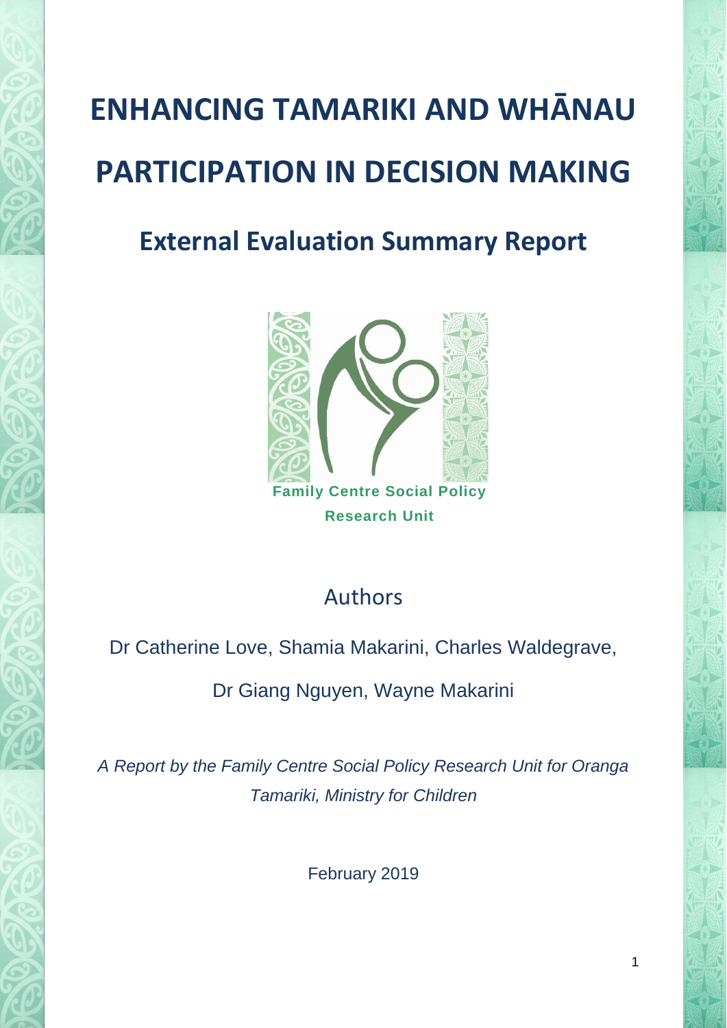# ENHANCING TAMARIKI AND WHĀNAU PARTICIPATION IN DECISION MAKING

## External Evaluation Summary Report

**Family Centre Social Policy Research Unit**

Authors

Dr Catherine Love, Shamia Makarini, Charles Waldegrave,

Dr Giang Nguyen, Wayne Makarini

*A Report by the Family Centre Social Policy Research Unit for Oranga Tamariki, Ministry for Children*

February 2019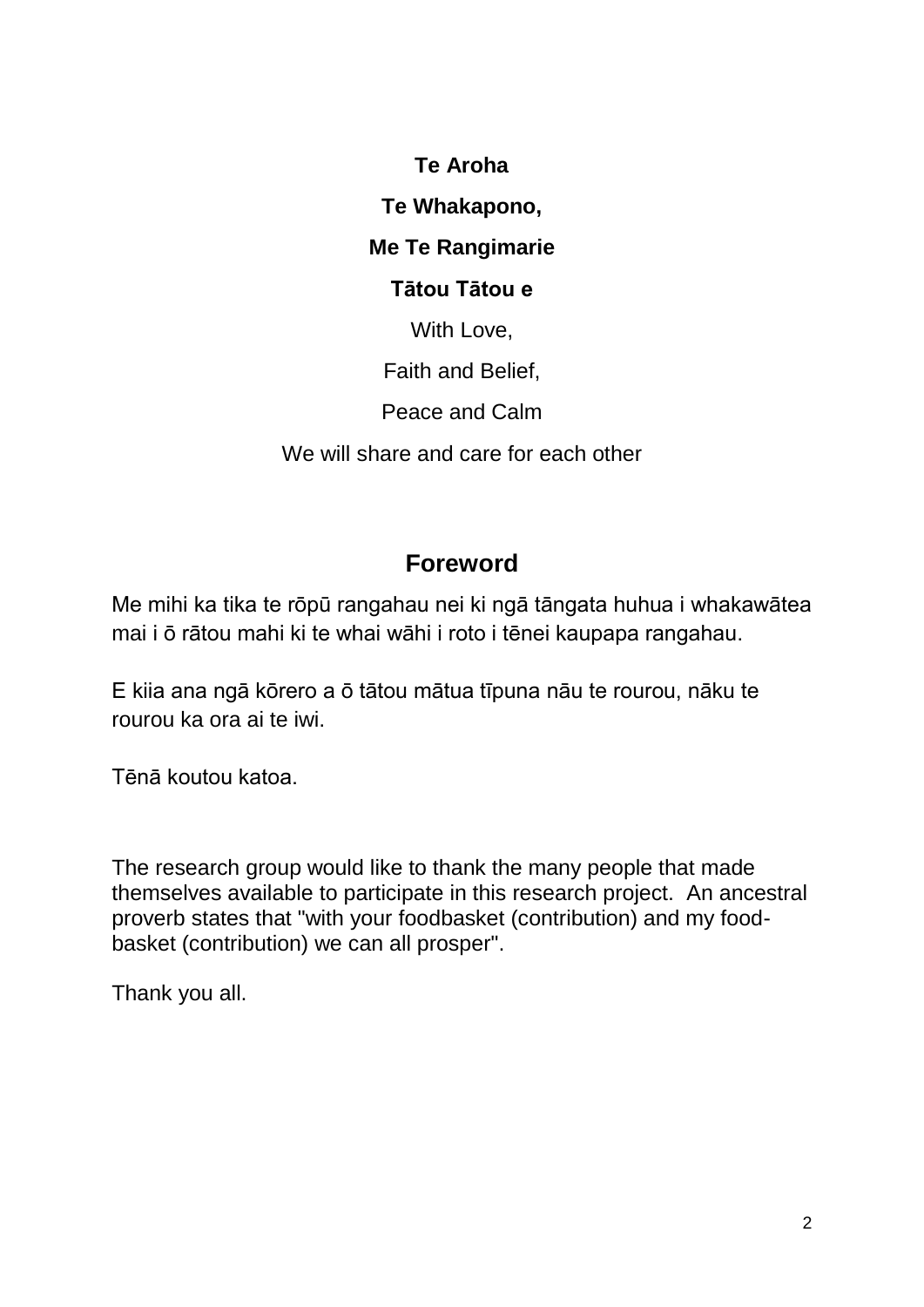**Te Aroha**

**Te Whakapono,**

**Me Te Rangimarie**

**Tātou Tātou e**

With Love,

Faith and Belief,

Peace and Calm

We will share and care for each other

## Foreword

Me mihi ka tika te rōpū rangahau nei ki ngā tāngata huhua i whakawātea mai i ō rātou mahi ki te whai wāhi i roto i tēnei kaupapa rangahau.

E kiia ana ngā kōrero a ō tātou mātua tīpuna nāu te rourou, nāku te rourou ka ora ai te iwi.

Tēnā koutou katoa.

The research group would like to thank the many people that made themselves available to participate in this research project. An ancestral proverb states that "with your foodbasket (contribution) and my food-basket (contribution) we can all prosper".

Thank you all.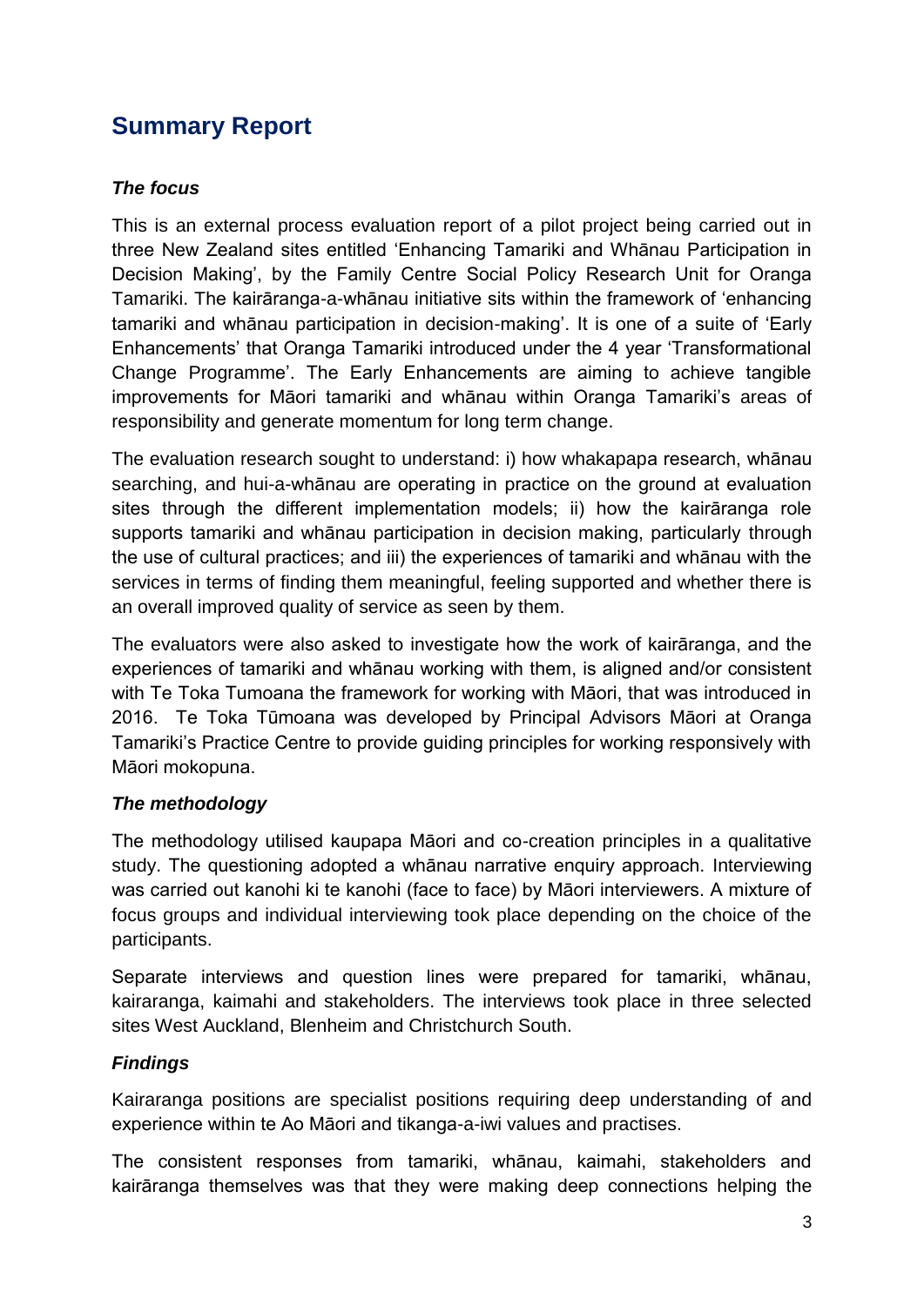## Summary Report

### *The focus*

This is an external process evaluation report of a pilot project being carried out in three New Zealand sites entitled 'Enhancing Tamariki and Whānau Participation in Decision Making', by the Family Centre Social Policy Research Unit for Oranga Tamariki. The kairāranga-a-whānau initiative sits within the framework of 'enhancing tamariki and whānau participation in decision-making'. It is one of a suite of 'Early Enhancements' that Oranga Tamariki introduced under the 4 year 'Transformational Change Programme'. The Early Enhancements are aiming to achieve tangible improvements for Māori tamariki and whānau within Oranga Tamariki's areas of responsibility and generate momentum for long term change.

The evaluation research sought to understand: i) how whakapapa research, whānau searching, and hui-a-whānau are operating in practice on the ground at evaluation sites through the different implementation models; ii) how the kairāranga role supports tamariki and whānau participation in decision making, particularly through the use of cultural practices; and iii) the experiences of tamariki and whānau with the services in terms of finding them meaningful, feeling supported and whether there is an overall improved quality of service as seen by them.

The evaluators were also asked to investigate how the work of kairāranga, and the experiences of tamariki and whānau working with them, is aligned and/or consistent with Te Toka Tumoana the framework for working with Māori, that was introduced in 2016. Te Toka Tūmoana was developed by Principal Advisors Māori at Oranga Tamariki's Practice Centre to provide guiding principles for working responsively with Māori mokopuna.

### *The methodology*

The methodology utilised kaupapa Māori and co-creation principles in a qualitative study. The questioning adopted a whānau narrative enquiry approach. Interviewing was carried out kanohi ki te kanohi (face to face) by Māori interviewers. A mixture of focus groups and individual interviewing took place depending on the choice of the participants.

Separate interviews and question lines were prepared for tamariki, whānau, kairaranga, kaimahi and stakeholders. The interviews took place in three selected sites West Auckland, Blenheim and Christchurch South.

### *Findings*

Kairaranga positions are specialist positions requiring deep understanding of and experience within te Ao Māori and tikanga-a-iwi values and practises.

The consistent responses from tamariki, whānau, kaimahi, stakeholders and kairāranga themselves was that they were making deep connections helping the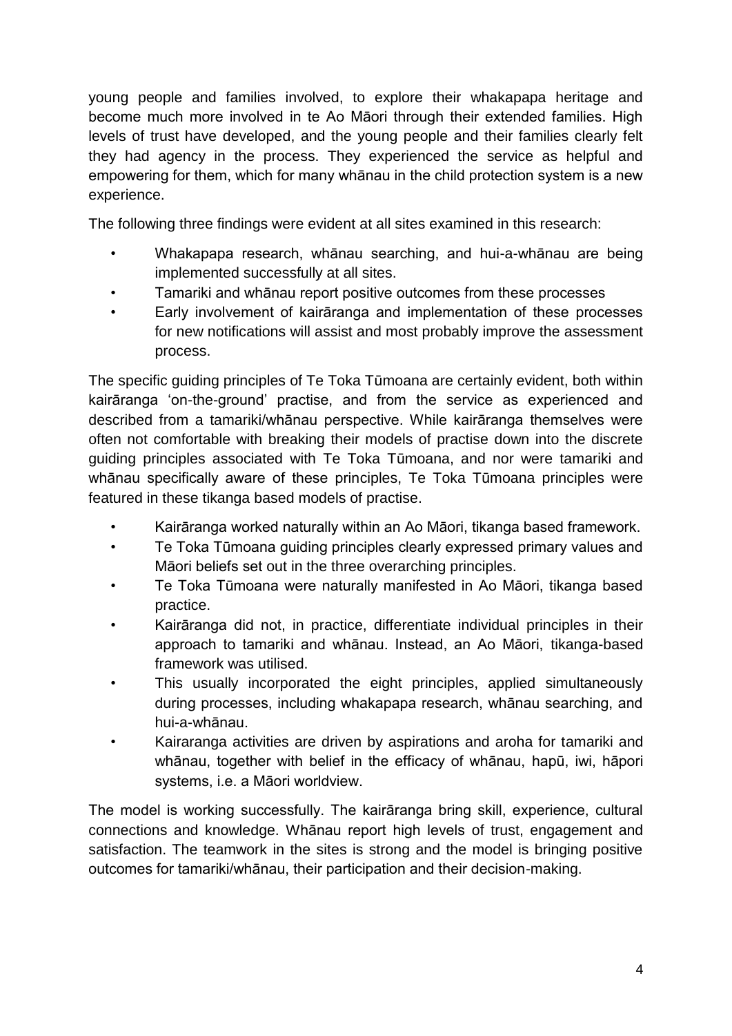young people and families involved, to explore their whakapapa heritage and become much more involved in te Ao Māori through their extended families. High levels of trust have developed, and the young people and their families clearly felt they had agency in the process. They experienced the service as helpful and empowering for them, which for many whānau in the child protection system is a new experience.

The following three findings were evident at all sites examined in this research:

- Whakapapa research, whānau searching, and hui-a-whānau are being implemented successfully at all sites.
- Tamariki and whānau report positive outcomes from these processes
- Early involvement of kairāranga and implementation of these processes for new notifications will assist and most probably improve the assessment process.

The specific guiding principles of Te Toka Tūmoana are certainly evident, both within kairāranga 'on-the-ground' practise, and from the service as experienced and described from a tamariki/whānau perspective. While kairāranga themselves were often not comfortable with breaking their models of practise down into the discrete guiding principles associated with Te Toka Tūmoana, and nor were tamariki and whānau specifically aware of these principles, Te Toka Tūmoana principles were featured in these tikanga based models of practise.

- Kairāranga worked naturally within an Ao Māori, tikanga based framework.
- Te Toka Tūmoana guiding principles clearly expressed primary values and Māori beliefs set out in the three overarching principles.
- Te Toka Tūmoana were naturally manifested in Ao Māori, tikanga based practice.
- Kairāranga did not, in practice, differentiate individual principles in their approach to tamariki and whānau. Instead, an Ao Māori, tikanga-based framework was utilised.
- This usually incorporated the eight principles, applied simultaneously during processes, including whakapapa research, whānau searching, and hui-a-whānau.
- Kairaranga activities are driven by aspirations and aroha for tamariki and whānau, together with belief in the efficacy of whānau, hapū, iwi, hāpori systems, i.e. a Māori worldview.

The model is working successfully. The kairāranga bring skill, experience, cultural connections and knowledge. Whānau report high levels of trust, engagement and satisfaction. The teamwork in the sites is strong and the model is bringing positive outcomes for tamariki/whānau, their participation and their decision-making.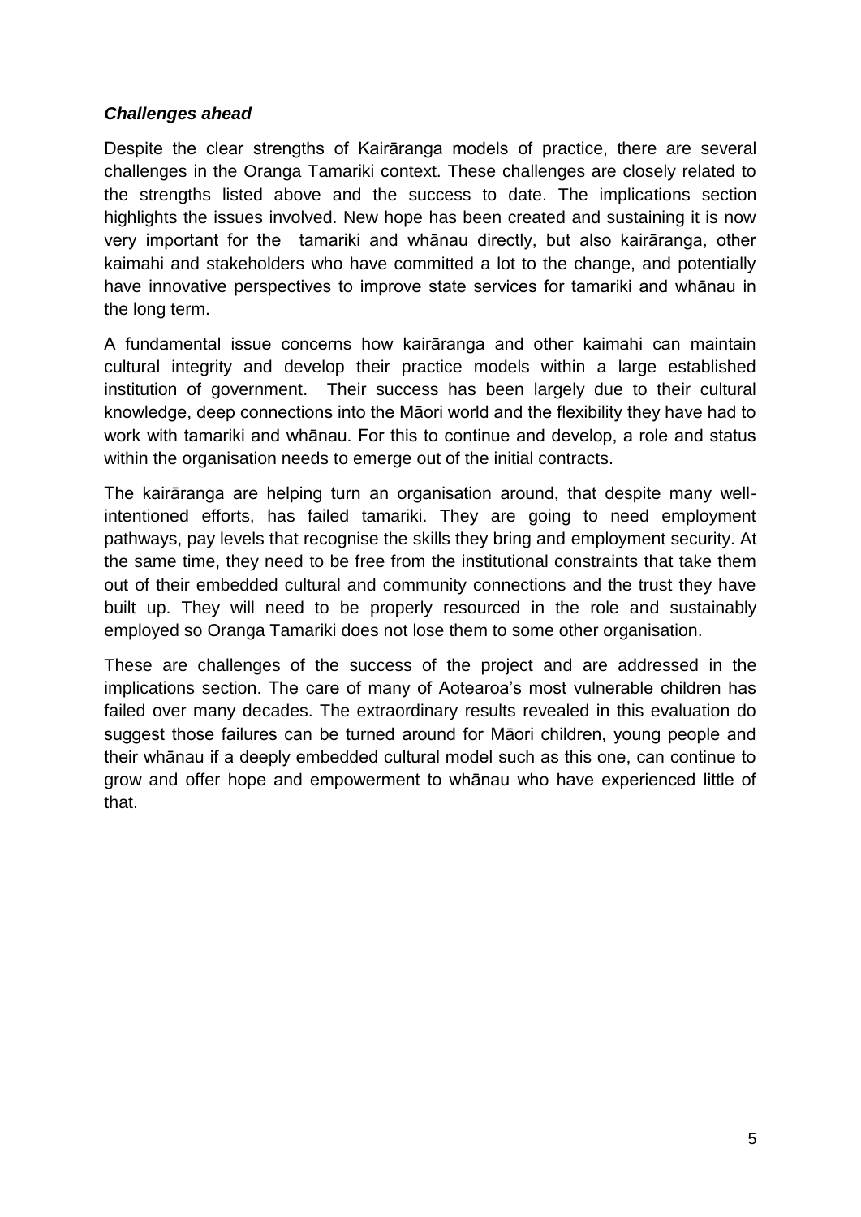***Challenges ahead***

Despite the clear strengths of Kairāranga models of practice, there are several challenges in the Oranga Tamariki context. These challenges are closely related to the strengths listed above and the success to date. The implications section highlights the issues involved. New hope has been created and sustaining it is now very important for the tamariki and whānau directly, but also kairāranga, other kaimahi and stakeholders who have committed a lot to the change, and potentially have innovative perspectives to improve state services for tamariki and whānau in the long term.

A fundamental issue concerns how kairāranga and other kaimahi can maintain cultural integrity and develop their practice models within a large established institution of government. Their success has been largely due to their cultural knowledge, deep connections into the Māori world and the flexibility they have had to work with tamariki and whānau. For this to continue and develop, a role and status within the organisation needs to emerge out of the initial contracts.

The kairāranga are helping turn an organisation around, that despite many well-intentioned efforts, has failed tamariki. They are going to need employment pathways, pay levels that recognise the skills they bring and employment security. At the same time, they need to be free from the institutional constraints that take them out of their embedded cultural and community connections and the trust they have built up. They will need to be properly resourced in the role and sustainably employed so Oranga Tamariki does not lose them to some other organisation.

These are challenges of the success of the project and are addressed in the implications section. The care of many of Aotearoa's most vulnerable children has failed over many decades. The extraordinary results revealed in this evaluation do suggest those failures can be turned around for Māori children, young people and their whānau if a deeply embedded cultural model such as this one, can continue to grow and offer hope and empowerment to whānau who have experienced little of that.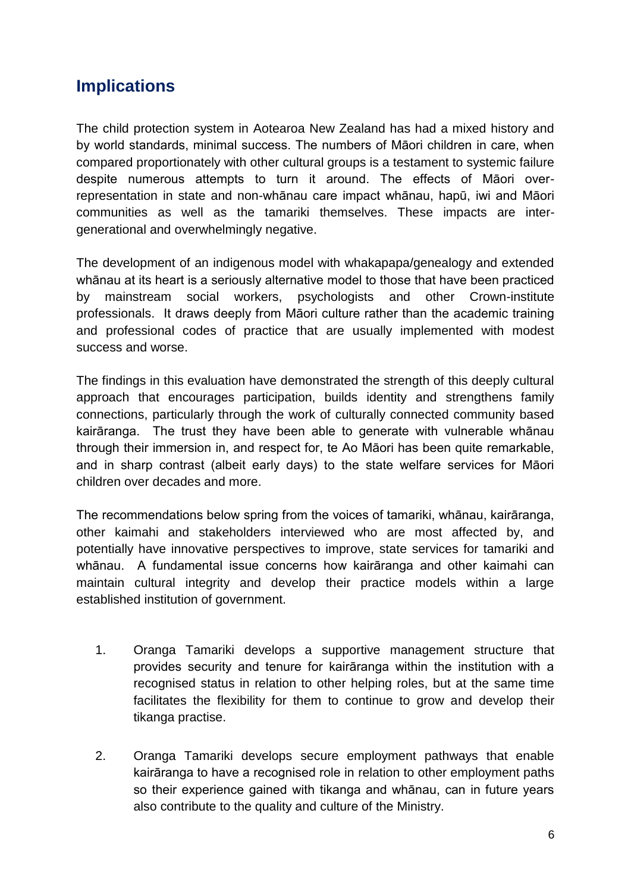## Implications

The child protection system in Aotearoa New Zealand has had a mixed history and by world standards, minimal success. The numbers of Māori children in care, when compared proportionately with other cultural groups is a testament to systemic failure despite numerous attempts to turn it around. The effects of Māori over-representation in state and non-whānau care impact whānau, hapū, iwi and Māori communities as well as the tamariki themselves. These impacts are inter-generational and overwhelmingly negative.

The development of an indigenous model with whakapapa/genealogy and extended whānau at its heart is a seriously alternative model to those that have been practiced by mainstream social workers, psychologists and other Crown-institute professionals. It draws deeply from Māori culture rather than the academic training and professional codes of practice that are usually implemented with modest success and worse.

The findings in this evaluation have demonstrated the strength of this deeply cultural approach that encourages participation, builds identity and strengthens family connections, particularly through the work of culturally connected community based kairāranga. The trust they have been able to generate with vulnerable whānau through their immersion in, and respect for, te Ao Māori has been quite remarkable, and in sharp contrast (albeit early days) to the state welfare services for Māori children over decades and more.

The recommendations below spring from the voices of tamariki, whānau, kairāranga, other kaimahi and stakeholders interviewed who are most affected by, and potentially have innovative perspectives to improve, state services for tamariki and whānau. A fundamental issue concerns how kairāranga and other kaimahi can maintain cultural integrity and develop their practice models within a large established institution of government.

1. Oranga Tamariki develops a supportive management structure that provides security and tenure for kairāranga within the institution with a recognised status in relation to other helping roles, but at the same time facilitates the flexibility for them to continue to grow and develop their tikanga practise.

2. Oranga Tamariki develops secure employment pathways that enable kairāranga to have a recognised role in relation to other employment paths so their experience gained with tikanga and whānau, can in future years also contribute to the quality and culture of the Ministry.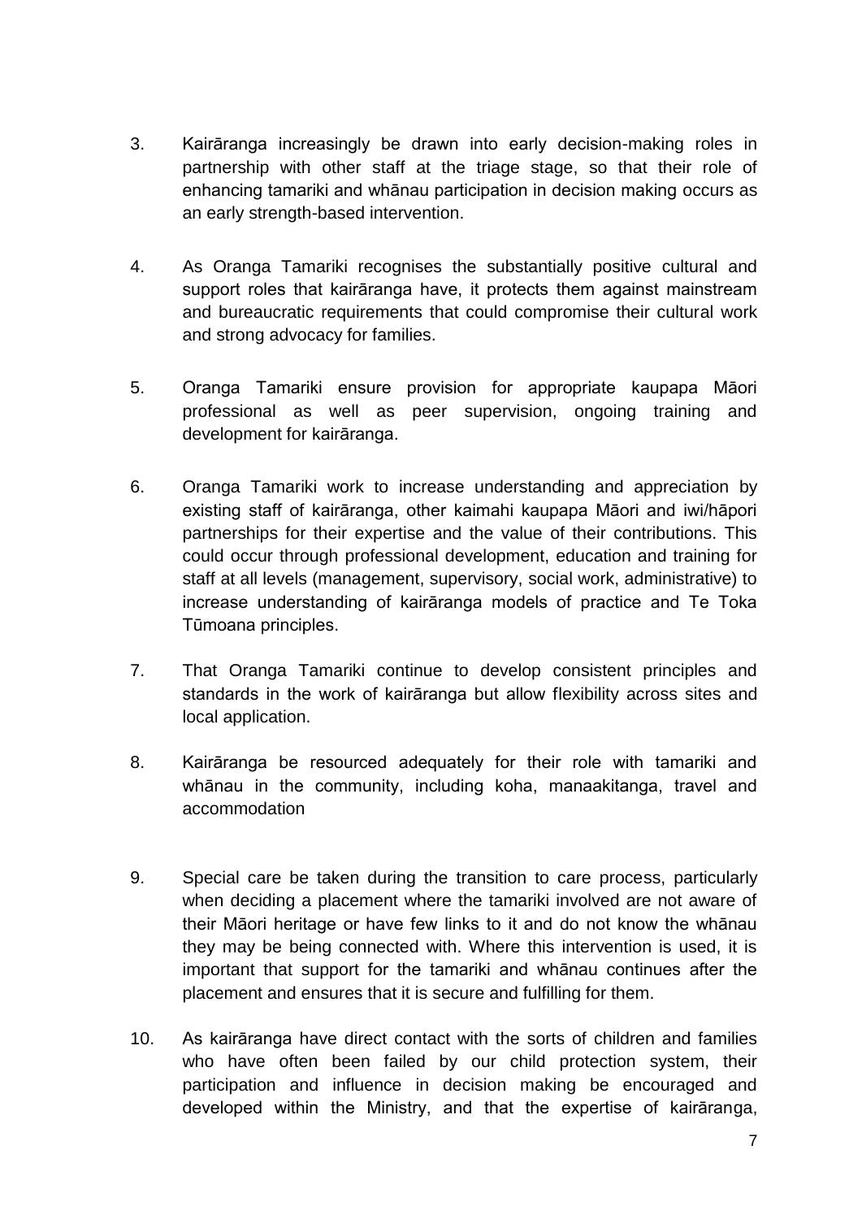3. Kairāranga increasingly be drawn into early decision-making roles in partnership with other staff at the triage stage, so that their role of enhancing tamariki and whānau participation in decision making occurs as an early strength-based intervention.

4. As Oranga Tamariki recognises the substantially positive cultural and support roles that kairāranga have, it protects them against mainstream and bureaucratic requirements that could compromise their cultural work and strong advocacy for families.

5. Oranga Tamariki ensure provision for appropriate kaupapa Māori professional as well as peer supervision, ongoing training and development for kairāranga.

6. Oranga Tamariki work to increase understanding and appreciation by existing staff of kairāranga, other kaimahi kaupapa Māori and iwi/hāpori partnerships for their expertise and the value of their contributions. This could occur through professional development, education and training for staff at all levels (management, supervisory, social work, administrative) to increase understanding of kairāranga models of practice and Te Toka Tūmoana principles.

7. That Oranga Tamariki continue to develop consistent principles and standards in the work of kairāranga but allow flexibility across sites and local application.

8. Kairāranga be resourced adequately for their role with tamariki and whānau in the community, including koha, manaakitanga, travel and accommodation

9. Special care be taken during the transition to care process, particularly when deciding a placement where the tamariki involved are not aware of their Māori heritage or have few links to it and do not know the whānau they may be being connected with. Where this intervention is used, it is important that support for the tamariki and whānau continues after the placement and ensures that it is secure and fulfilling for them.

10. As kairāranga have direct contact with the sorts of children and families who have often been failed by our child protection system, their participation and influence in decision making be encouraged and developed within the Ministry, and that the expertise of kairāranga,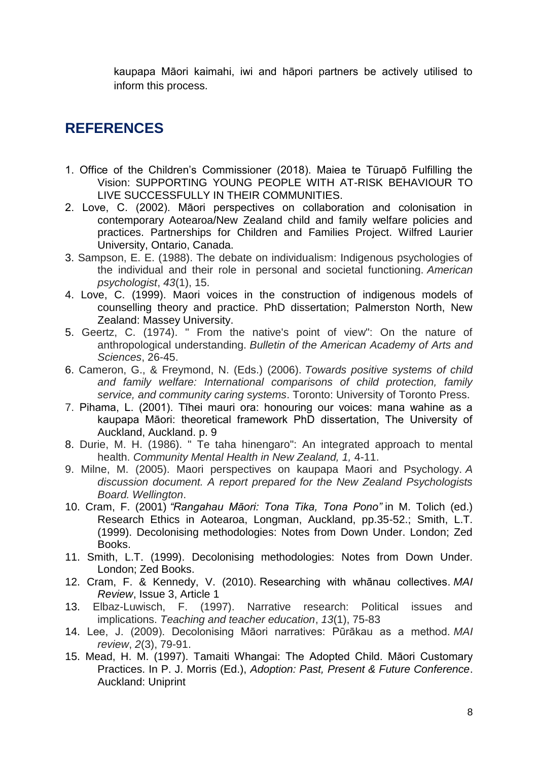kaupapa Māori kaimahi, iwi and hāpori partners be actively utilised to inform this process.

## REFERENCES

1. Office of the Children's Commissioner (2018). Maiea te Tūruapō Fulfilling the Vision: SUPPORTING YOUNG PEOPLE WITH AT-RISK BEHAVIOUR TO LIVE SUCCESSFULLY IN THEIR COMMUNITIES.
2. Love, C. (2002). Māori perspectives on collaboration and colonisation in contemporary Aotearoa/New Zealand child and family welfare policies and practices. Partnerships for Children and Families Project. Wilfred Laurier University, Ontario, Canada.
3. Sampson, E. E. (1988). The debate on individualism: Indigenous psychologies of the individual and their role in personal and societal functioning. *American psychologist*, *43*(1), 15.
4. Love, C. (1999). Maori voices in the construction of indigenous models of counselling theory and practice. PhD dissertation; Palmerston North, New Zealand: Massey University.
5. Geertz, C. (1974). " From the native's point of view": On the nature of anthropological understanding. *Bulletin of the American Academy of Arts and Sciences*, 26-45.
6. Cameron, G., & Freymond, N. (Eds.) (2006). *Towards positive systems of child and family welfare: International comparisons of child protection, family service, and community caring systems*. Toronto: University of Toronto Press.
7. Pihama, L. (2001). Tīhei mauri ora: honouring our voices: mana wahine as a kaupapa Māori: theoretical framework PhD dissertation, The University of Auckland, Auckland. p. 9
8. Durie, M. H. (1986). " Te taha hinengaro": An integrated approach to mental health. *Community Mental Health in New Zealand, 1,* 4-11.
9. Milne, M. (2005). Maori perspectives on kaupapa Maori and Psychology. *A discussion document. A report prepared for the New Zealand Psychologists Board. Wellington*.
10. Cram, F. (2001) *"Rangahau Māori: Tona Tika, Tona Pono"* in M. Tolich (ed.) Research Ethics in Aotearoa, Longman, Auckland, pp.35-52.; Smith, L.T. (1999). Decolonising methodologies: Notes from Down Under. London; Zed Books.
11. Smith, L.T. (1999). Decolonising methodologies: Notes from Down Under. London; Zed Books.
12. Cram, F. & Kennedy, V. (2010). Researching with whānau collectives. *MAI Review*, Issue 3, Article 1
13. Elbaz-Luwisch, F. (1997). Narrative research: Political issues and implications. *Teaching and teacher education*, *13*(1), 75-83
14. Lee, J. (2009). Decolonising Māori narratives: Pūrākau as a method. *MAI review*, *2*(3), 79-91.
15. Mead, H. M. (1997). Tamaiti Whangai: The Adopted Child. Māori Customary Practices. In P. J. Morris (Ed.), *Adoption: Past, Present & Future Conference*. Auckland: Uniprint